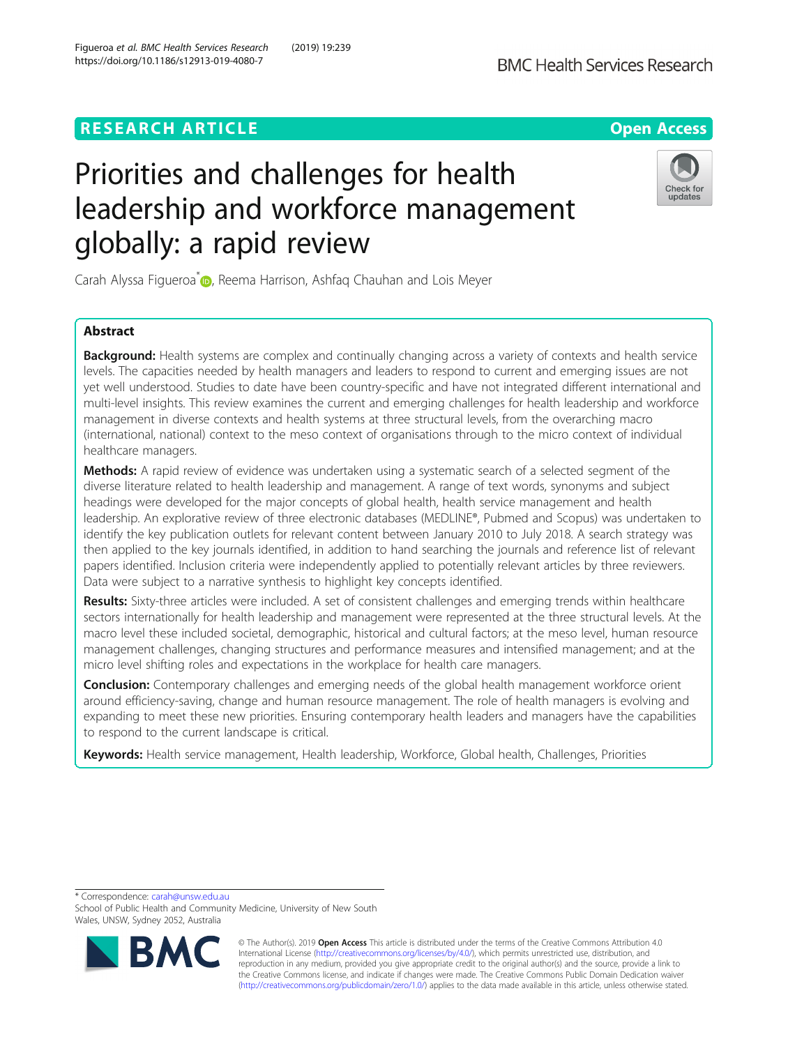RESEARCH ARTICLE

Open Access

# Priorities and challenges for health leadership and workforce management globally: a rapid review

Carah Alyssa Figueroa*, Reema Harrison, Ashfaq Chauhan and Lois Meyer

## Abstract

**Background:** Health systems are complex and continually changing across a variety of contexts and health service levels. The capacities needed by health managers and leaders to respond to current and emerging issues are not yet well understood. Studies to date have been country-specific and have not integrated different international and multi-level insights. This review examines the current and emerging challenges for health leadership and workforce management in diverse contexts and health systems at three structural levels, from the overarching macro (international, national) context to the meso context of organisations through to the micro context of individual healthcare managers.

**Methods:** A rapid review of evidence was undertaken using a systematic search of a selected segment of the diverse literature related to health leadership and management. A range of text words, synonyms and subject headings were developed for the major concepts of global health, health service management and health leadership. An explorative review of three electronic databases (MEDLINE®, Pubmed and Scopus) was undertaken to identify the key publication outlets for relevant content between January 2010 to July 2018. A search strategy was then applied to the key journals identified, in addition to hand searching the journals and reference list of relevant papers identified. Inclusion criteria were independently applied to potentially relevant articles by three reviewers. Data were subject to a narrative synthesis to highlight key concepts identified.

**Results:** Sixty-three articles were included. A set of consistent challenges and emerging trends within healthcare sectors internationally for health leadership and management were represented at the three structural levels. At the macro level these included societal, demographic, historical and cultural factors; at the meso level, human resource management challenges, changing structures and performance measures and intensified management; and at the micro level shifting roles and expectations in the workplace for health care managers.

**Conclusion:** Contemporary challenges and emerging needs of the global health management workforce orient around efficiency-saving, change and human resource management. The role of health managers is evolving and expanding to meet these new priorities. Ensuring contemporary health leaders and managers have the capabilities to respond to the current landscape is critical.

**Keywords:** Health service management, Health leadership, Workforce, Global health, Challenges, Priorities

\* Correspondence: carah@unsw.edu.au
School of Public Health and Community Medicine, University of New South Wales, UNSW, Sydney 2052, Australia

© The Author(s). 2019 **Open Access** This article is distributed under the terms of the Creative Commons Attribution 4.0 International License (http://creativecommons.org/licenses/by/4.0/), which permits unrestricted use, distribution, and reproduction in any medium, provided you give appropriate credit to the original author(s) and the source, provide a link to the Creative Commons license, and indicate if changes were made. The Creative Commons Public Domain Dedication waiver (http://creativecommons.org/publicdomain/zero/1.0/) applies to the data made available in this article, unless otherwise stated.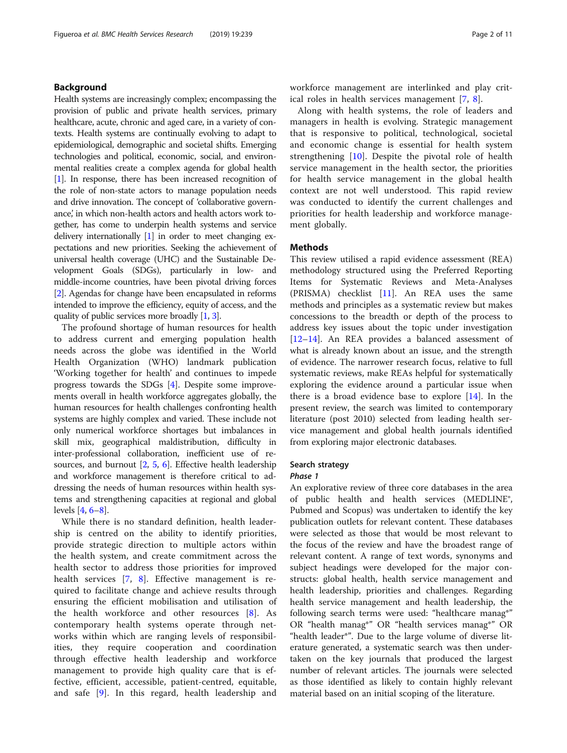## Background

Health systems are increasingly complex; encompassing the provision of public and private health services, primary healthcare, acute, chronic and aged care, in a variety of contexts. Health systems are continually evolving to adapt to epidemiological, demographic and societal shifts. Emerging technologies and political, economic, social, and environmental realities create a complex agenda for global health [1]. In response, there has been increased recognition of the role of non-state actors to manage population needs and drive innovation. The concept of 'collaborative governance,' in which non-health actors and health actors work together, has come to underpin health systems and service delivery internationally [1] in order to meet changing expectations and new priorities. Seeking the achievement of universal health coverage (UHC) and the Sustainable Development Goals (SDGs), particularly in low- and middle-income countries, have been pivotal driving forces [2]. Agendas for change have been encapsulated in reforms intended to improve the efficiency, equity of access, and the quality of public services more broadly [1, 3].

The profound shortage of human resources for health to address current and emerging population health needs across the globe was identified in the World Health Organization (WHO) landmark publication 'Working together for health' and continues to impede progress towards the SDGs [4]. Despite some improvements overall in health workforce aggregates globally, the human resources for health challenges confronting health systems are highly complex and varied. These include not only numerical workforce shortages but imbalances in skill mix, geographical maldistribution, difficulty in inter-professional collaboration, inefficient use of resources, and burnout [2, 5, 6]. Effective health leadership and workforce management is therefore critical to addressing the needs of human resources within health systems and strengthening capacities at regional and global levels [4, 6–8].

While there is no standard definition, health leadership is centred on the ability to identify priorities, provide strategic direction to multiple actors within the health system, and create commitment across the health sector to address those priorities for improved health services [7, 8]. Effective management is required to facilitate change and achieve results through ensuring the efficient mobilisation and utilisation of the health workforce and other resources [8]. As contemporary health systems operate through networks within which are ranging levels of responsibilities, they require cooperation and coordination through effective health leadership and workforce management to provide high quality care that is effective, efficient, accessible, patient-centred, equitable, and safe [9]. In this regard, health leadership and workforce management are interlinked and play critical roles in health services management [7, 8].

Along with health systems, the role of leaders and managers in health is evolving. Strategic management that is responsive to political, technological, societal and economic change is essential for health system strengthening [10]. Despite the pivotal role of health service management in the health sector, the priorities for health service management in the global health context are not well understood. This rapid review was conducted to identify the current challenges and priorities for health leadership and workforce management globally.

## Methods

This review utilised a rapid evidence assessment (REA) methodology structured using the Preferred Reporting Items for Systematic Reviews and Meta-Analyses (PRISMA) checklist [11]. An REA uses the same methods and principles as a systematic review but makes concessions to the breadth or depth of the process to address key issues about the topic under investigation [12–14]. An REA provides a balanced assessment of what is already known about an issue, and the strength of evidence. The narrower research focus, relative to full systematic reviews, make REAs helpful for systematically exploring the evidence around a particular issue when there is a broad evidence base to explore [14]. In the present review, the search was limited to contemporary literature (post 2010) selected from leading health service management and global health journals identified from exploring major electronic databases.

### Search strategy

#### *Phase 1*

An explorative review of three core databases in the area of public health and health services (MEDLINE®, Pubmed and Scopus) was undertaken to identify the key publication outlets for relevant content. These databases were selected as those that would be most relevant to the focus of the review and have the broadest range of relevant content. A range of text words, synonyms and subject headings were developed for the major constructs: global health, health service management and health leadership, priorities and challenges. Regarding health service management and health leadership, the following search terms were used: "healthcare manag*" OR "health manag*" OR "health services manag*" OR "health leader*". Due to the large volume of diverse literature generated, a systematic search was then undertaken on the key journals that produced the largest number of relevant articles. The journals were selected as those identified as likely to contain highly relevant material based on an initial scoping of the literature.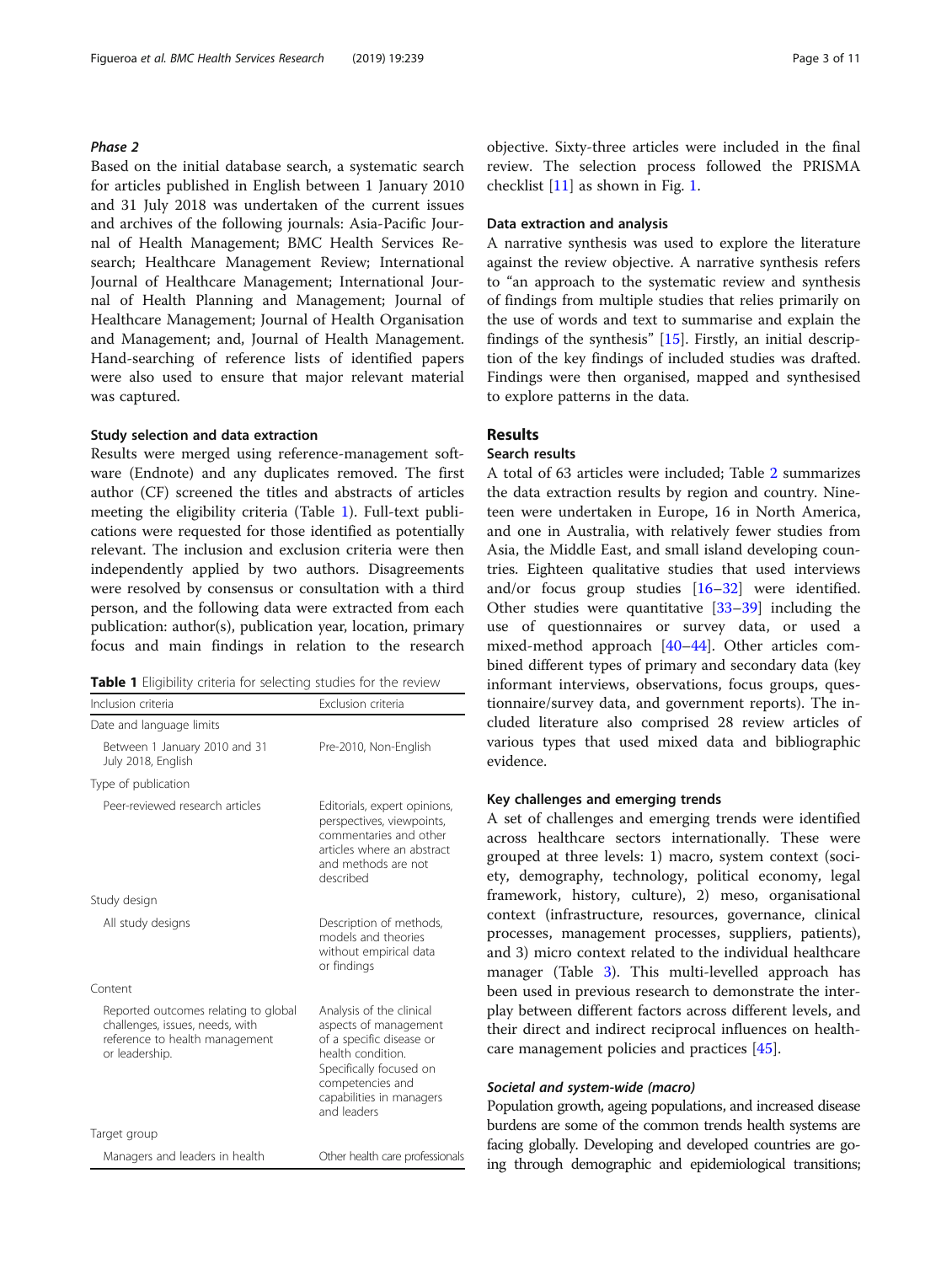### *Phase 2*

Based on the initial database search, a systematic search for articles published in English between 1 January 2010 and 31 July 2018 was undertaken of the current issues and archives of the following journals: Asia-Pacific Journal of Health Management; BMC Health Services Research; Healthcare Management Review; International Journal of Healthcare Management; International Journal of Health Planning and Management; Journal of Healthcare Management; Journal of Health Organisation and Management; and, Journal of Health Management. Hand-searching of reference lists of identified papers were also used to ensure that major relevant material was captured.

### Study selection and data extraction

Results were merged using reference-management software (Endnote) and any duplicates removed. The first author (CF) screened the titles and abstracts of articles meeting the eligibility criteria (Table 1). Full-text publications were requested for those identified as potentially relevant. The inclusion and exclusion criteria were then independently applied by two authors. Disagreements were resolved by consensus or consultation with a third person, and the following data were extracted from each publication: author(s), publication year, location, primary focus and main findings in relation to the research objective. Sixty-three articles were included in the final review. The selection process followed the PRISMA checklist [11] as shown in Fig. 1.

**Table 1** Eligibility criteria for selecting studies for the review

| Inclusion criteria | Exclusion criteria |
|---|---|
| Date and language limits | |
| Between 1 January 2010 and 31 July 2018, English | Pre-2010, Non-English |
| Type of publication | |
| Peer-reviewed research articles | Editorials, expert opinions, perspectives, viewpoints, commentaries and other articles where an abstract and methods are not described |
| Study design | |
| All study designs | Description of methods, models and theories without empirical data or findings |
| Content | |
| Reported outcomes relating to global challenges, issues, needs, with reference to health management or leadership. | Analysis of the clinical aspects of management of a specific disease or health condition. Specifically focused on competencies and capabilities in managers and leaders |
| Target group | |
| Managers and leaders in health | Other health care professionals |

### Data extraction and analysis

A narrative synthesis was used to explore the literature against the review objective. A narrative synthesis refers to "an approach to the systematic review and synthesis of findings from multiple studies that relies primarily on the use of words and text to summarise and explain the findings of the synthesis" [15]. Firstly, an initial description of the key findings of included studies was drafted. Findings were then organised, mapped and synthesised to explore patterns in the data.

## Results

### Search results

A total of 63 articles were included; Table 2 summarizes the data extraction results by region and country. Nineteen were undertaken in Europe, 16 in North America, and one in Australia, with relatively fewer studies from Asia, the Middle East, and small island developing countries. Eighteen qualitative studies that used interviews and/or focus group studies [16–32] were identified. Other studies were quantitative [33–39] including the use of questionnaires or survey data, or used a mixed-method approach [40–44]. Other articles combined different types of primary and secondary data (key informant interviews, observations, focus groups, questionnaire/survey data, and government reports). The included literature also comprised 28 review articles of various types that used mixed data and bibliographic evidence.

### Key challenges and emerging trends

A set of challenges and emerging trends were identified across healthcare sectors internationally. These were grouped at three levels: 1) macro, system context (society, demography, technology, political economy, legal framework, history, culture), 2) meso, organisational context (infrastructure, resources, governance, clinical processes, management processes, suppliers, patients), and 3) micro context related to the individual healthcare manager (Table 3). This multi-levelled approach has been used in previous research to demonstrate the interplay between different factors across different levels, and their direct and indirect reciprocal influences on healthcare management policies and practices [45].

### *Societal and system-wide (macro)*

Population growth, ageing populations, and increased disease burdens are some of the common trends health systems are facing globally. Developing and developed countries are going through demographic and epidemiological transitions;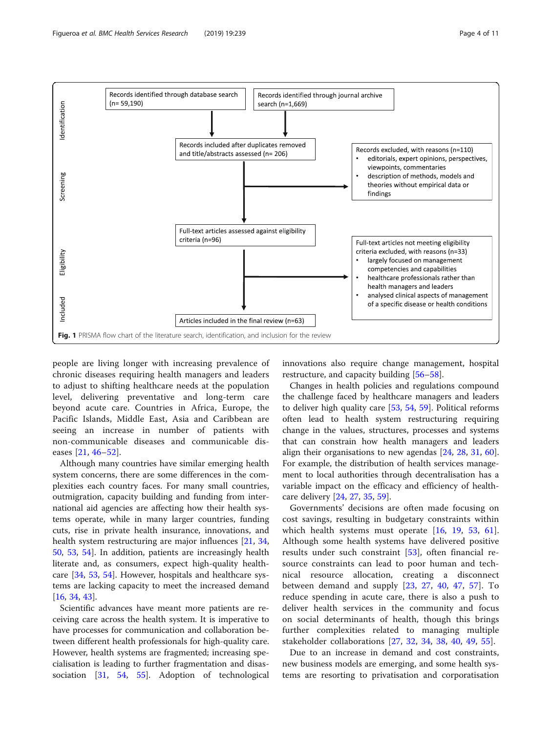Identification

Records identified through database search (n= 59,190)

Records identified through journal archive search (n=1,669)

Screening

Records included after duplicates removed and title/abstracts assessed (n= 206)

Records excluded, with reasons (n=110)
- editorials, expert opinions, perspectives, viewpoints, commentaries
- description of methods, models and theories without empirical data or findings

Eligibility

Full-text articles assessed against eligibility criteria (n=96)

Full-text articles not meeting eligibility criteria excluded, with reasons (n=33)
- largely focused on management competencies and capabilities
- healthcare professionals rather than health managers and leaders
- analysed clinical aspects of management of a specific disease or health conditions

Included

Articles included in the final review (n=63)

**Fig. 1** PRISMA flow chart of the literature search, identification, and inclusion for the review

people are living longer with increasing prevalence of chronic diseases requiring health managers and leaders to adjust to shifting healthcare needs at the population level, delivering preventative and long-term care beyond acute care. Countries in Africa, Europe, the Pacific Islands, Middle East, Asia and Caribbean are seeing an increase in number of patients with non-communicable diseases and communicable diseases [21, 46–52].

Although many countries have similar emerging health system concerns, there are some differences in the complexities each country faces. For many small countries, outmigration, capacity building and funding from international aid agencies are affecting how their health systems operate, while in many larger countries, funding cuts, rise in private health insurance, innovations, and health system restructuring are major influences [21, 34, 50, 53, 54]. In addition, patients are increasingly health literate and, as consumers, expect high-quality healthcare [34, 53, 54]. However, hospitals and healthcare systems are lacking capacity to meet the increased demand [16, 34, 43].

Scientific advances have meant more patients are receiving care across the health system. It is imperative to have processes for communication and collaboration between different health professionals for high-quality care. However, health systems are fragmented; increasing specialisation is leading to further fragmentation and disassociation [31, 54, 55]. Adoption of technological innovations also require change management, hospital restructure, and capacity building [56–58].

Changes in health policies and regulations compound the challenge faced by healthcare managers and leaders to deliver high quality care [53, 54, 59]. Political reforms often lead to health system restructuring requiring change in the values, structures, processes and systems that can constrain how health managers and leaders align their organisations to new agendas [24, 28, 31, 60]. For example, the distribution of health services management to local authorities through decentralisation has a variable impact on the efficacy and efficiency of healthcare delivery [24, 27, 35, 59].

Governments' decisions are often made focusing on cost savings, resulting in budgetary constraints within which health systems must operate [16, 19, 53, 61]. Although some health systems have delivered positive results under such constraint [53], often financial resource constraints can lead to poor human and technical resource allocation, creating a disconnect between demand and supply [23, 27, 40, 47, 57]. To reduce spending in acute care, there is also a push to deliver health services in the community and focus on social determinants of health, though this brings further complexities related to managing multiple stakeholder collaborations [27, 32, 34, 38, 40, 49, 55].

Due to an increase in demand and cost constraints, new business models are emerging, and some health systems are resorting to privatisation and corporatisation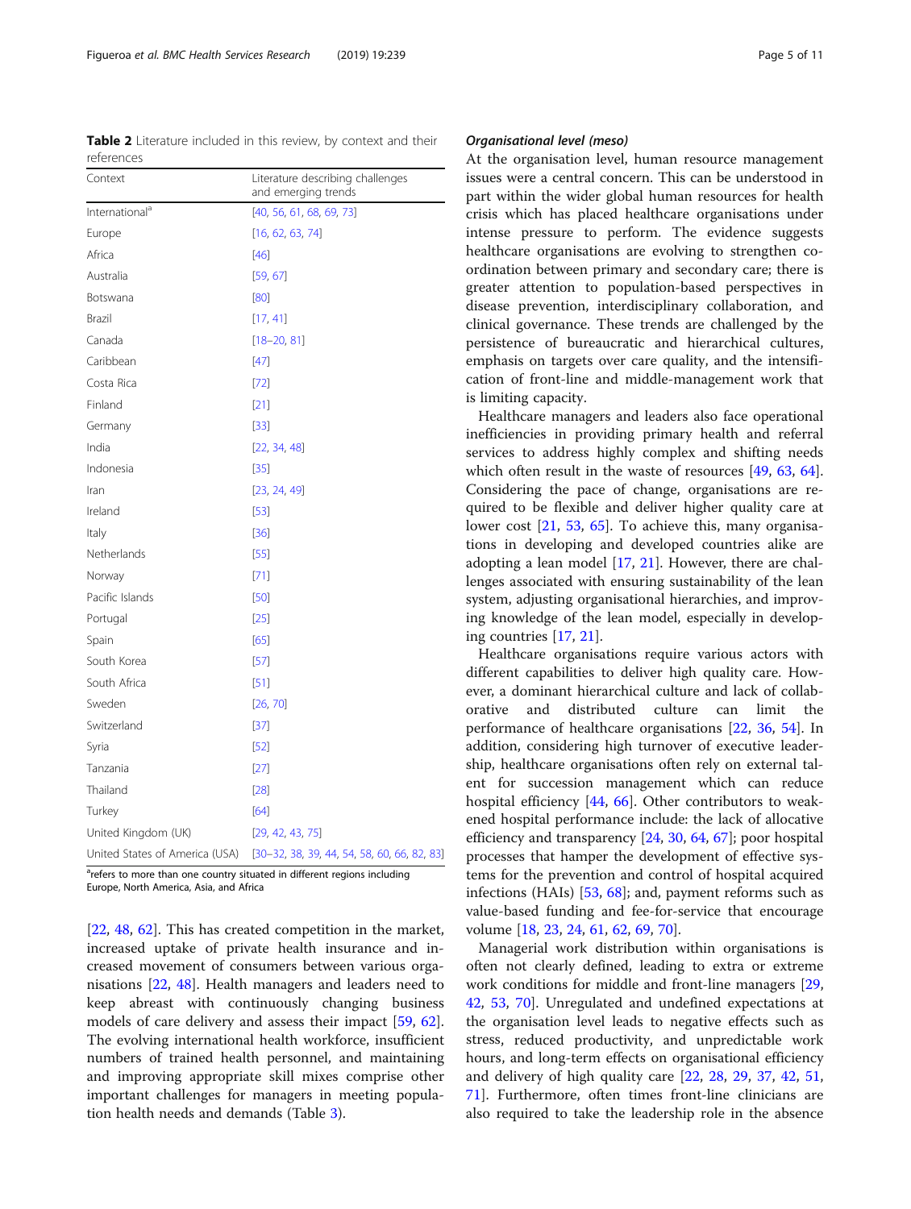Table 2 Literature included in this review, by context and their references

| Context | Literature describing challenges and emerging trends |
|---|---|
| International[a] | [40, 56, 61, 68, 69, 73] |
| Europe | [16, 62, 63, 74] |
| Africa | [46] |
| Australia | [59, 67] |
| Botswana | [80] |
| Brazil | [17, 41] |
| Canada | [18–20, 81] |
| Caribbean | [47] |
| Costa Rica | [72] |
| Finland | [21] |
| Germany | [33] |
| India | [22, 34, 48] |
| Indonesia | [35] |
| Iran | [23, 24, 49] |
| Ireland | [53] |
| Italy | [36] |
| Netherlands | [55] |
| Norway | [71] |
| Pacific Islands | [50] |
| Portugal | [25] |
| Spain | [65] |
| South Korea | [57] |
| South Africa | [51] |
| Sweden | [26, 70] |
| Switzerland | [37] |
| Syria | [52] |
| Tanzania | [27] |
| Thailand | [28] |
| Turkey | [64] |
| United Kingdom (UK) | [29, 42, 43, 75] |
| United States of America (USA) | [30–32, 38, 39, 44, 54, 58, 60, 66, 82, 83] |

[a]refers to more than one country situated in different regions including Europe, North America, Asia, and Africa

[22, 48, 62]. This has created competition in the market, increased uptake of private health insurance and increased movement of consumers between various organisations [22, 48]. Health managers and leaders need to keep abreast with continuously changing business models of care delivery and assess their impact [59, 62]. The evolving international health workforce, insufficient numbers of trained health personnel, and maintaining and improving appropriate skill mixes comprise other important challenges for managers in meeting population health needs and demands (Table 3).

### Organisational level (meso)

At the organisation level, human resource management issues were a central concern. This can be understood in part within the wider global human resources for health crisis which has placed healthcare organisations under intense pressure to perform. The evidence suggests healthcare organisations are evolving to strengthen coordination between primary and secondary care; there is greater attention to population-based perspectives in disease prevention, interdisciplinary collaboration, and clinical governance. These trends are challenged by the persistence of bureaucratic and hierarchical cultures, emphasis on targets over care quality, and the intensification of front-line and middle-management work that is limiting capacity.

Healthcare managers and leaders also face operational inefficiencies in providing primary health and referral services to address highly complex and shifting needs which often result in the waste of resources [49, 63, 64]. Considering the pace of change, organisations are required to be flexible and deliver higher quality care at lower cost [21, 53, 65]. To achieve this, many organisations in developing and developed countries alike are adopting a lean model [17, 21]. However, there are challenges associated with ensuring sustainability of the lean system, adjusting organisational hierarchies, and improving knowledge of the lean model, especially in developing countries [17, 21].

Healthcare organisations require various actors with different capabilities to deliver high quality care. However, a dominant hierarchical culture and lack of collaborative and distributed culture can limit the performance of healthcare organisations [22, 36, 54]. In addition, considering high turnover of executive leadership, healthcare organisations often rely on external talent for succession management which can reduce hospital efficiency [44, 66]. Other contributors to weakened hospital performance include: the lack of allocative efficiency and transparency [24, 30, 64, 67]; poor hospital processes that hamper the development of effective systems for the prevention and control of hospital acquired infections (HAIs) [53, 68]; and, payment reforms such as value-based funding and fee-for-service that encourage volume [18, 23, 24, 61, 62, 69, 70].

Managerial work distribution within organisations is often not clearly defined, leading to extra or extreme work conditions for middle and front-line managers [29, 42, 53, 70]. Unregulated and undefined expectations at the organisation level leads to negative effects such as stress, reduced productivity, and unpredictable work hours, and long-term effects on organisational efficiency and delivery of high quality care [22, 28, 29, 37, 42, 51, 71]. Furthermore, often times front-line clinicians are also required to take the leadership role in the absence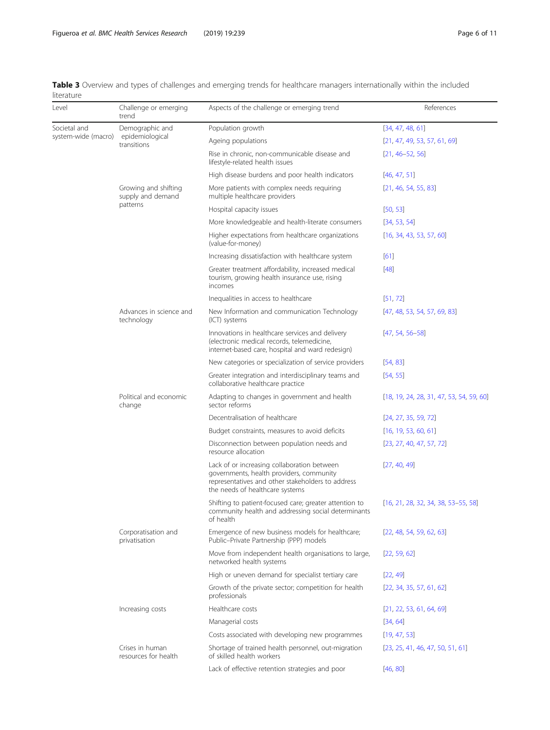**Table 3** Overview and types of challenges and emerging trends for healthcare managers internationally within the included literature

| Level | Challenge or emerging trend | Aspects of the challenge or emerging trend | References |
|---|---|---|---|
| Societal and system-wide (macro) | Demographic and epidemiological transitions | Population growth | [34, 47, 48, 61] |
| | | Ageing populations | [21, 47, 49, 53, 57, 61, 69] |
| | | Rise in chronic, non-communicable disease and lifestyle-related health issues | [21, 46–52, 56] |
| | | High disease burdens and poor health indicators | [46, 47, 51] |
| | Growing and shifting supply and demand patterns | More patients with complex needs requiring multiple healthcare providers | [21, 46, 54, 55, 83] |
| | | Hospital capacity issues | [50, 53] |
| | | More knowledgeable and health-literate consumers | [34, 53, 54] |
| | | Higher expectations from healthcare organizations (value-for-money) | [16, 34, 43, 53, 57, 60] |
| | | Increasing dissatisfaction with healthcare system | [61] |
| | | Greater treatment affordability, increased medical tourism, growing health insurance use, rising incomes | [48] |
| | | Inequalities in access to healthcare | [51, 72] |
| | Advances in science and technology | New Information and communication Technology (ICT) systems | [47, 48, 53, 54, 57, 69, 83] |
| | | Innovations in healthcare services and delivery (electronic medical records, telemedicine, internet-based care, hospital and ward redesign) | [47, 54, 56–58] |
| | | New categories or specialization of service providers | [54, 83] |
| | | Greater integration and interdisciplinary teams and collaborative healthcare practice | [54, 55] |
| | Political and economic change | Adapting to changes in government and health sector reforms | [18, 19, 24, 28, 31, 47, 53, 54, 59, 60] |
| | | Decentralisation of healthcare | [24, 27, 35, 59, 72] |
| | | Budget constraints, measures to avoid deficits | [16, 19, 53, 60, 61] |
| | | Disconnection between population needs and resource allocation | [23, 27, 40, 47, 57, 72] |
| | | Lack of or increasing collaboration between governments, health providers, community representatives and other stakeholders to address the needs of healthcare systems | [27, 40, 49] |
| | | Shifting to patient-focused care; greater attention to community health and addressing social determinants of health | [16, 21, 28, 32, 34, 38, 53–55, 58] |
| | Corporatisation and privatisation | Emergence of new business models for healthcare; Public–Private Partnership (PPP) models | [22, 48, 54, 59, 62, 63] |
| | | Move from independent health organisations to large, networked health systems | [22, 59, 62] |
| | | High or uneven demand for specialist tertiary care | [22, 49] |
| | | Growth of the private sector; competition for health professionals | [22, 34, 35, 57, 61, 62] |
| | Increasing costs | Healthcare costs | [21, 22, 53, 61, 64, 69] |
| | | Managerial costs | [34, 64] |
| | | Costs associated with developing new programmes | [19, 47, 53] |
| | Crises in human resources for health | Shortage of trained health personnel, out-migration of skilled health workers | [23, 25, 41, 46, 47, 50, 51, 61] |
| | | Lack of effective retention strategies and poor | [46, 80] |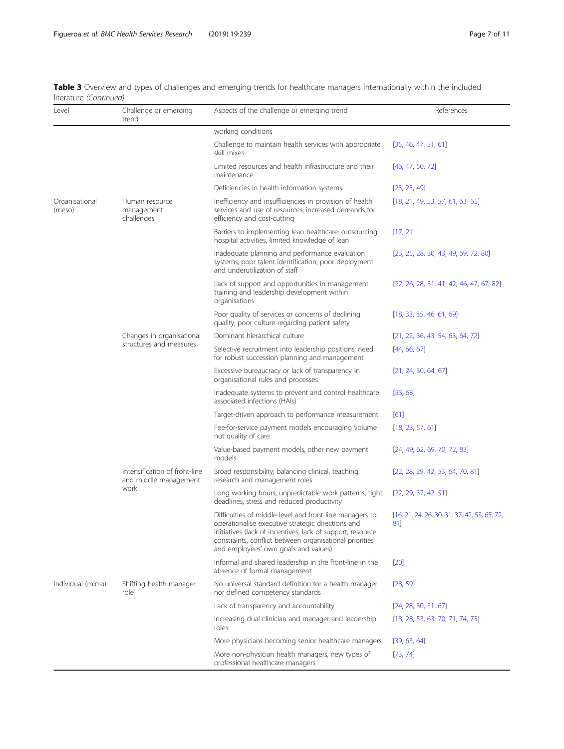**Table 3** Overview and types of challenges and emerging trends for healthcare managers internationally within the included literature *(Continued)*

| Level | Challenge or emerging trend | Aspects of the challenge or emerging trend | References |
|---|---|---|---|
| | | working conditions | |
| | | Challenge to maintain health services with appropriate skill mixes | [35, 46, 47, 51, 61] |
| | | Limited resources and health infrastructure and their maintenance | [46, 47, 50, 72] |
| | | Deficiencies in health information systems | [23, 25, 49] |
| Organisational (meso) | Human resource management challenges | Inefficiency and insufficiencies in provision of health services and use of resources; increased demands for efficiency and cost-cutting | [18, 21, 49, 53, 57, 61, 63–65] |
| | | Barriers to implementing lean healthcare: outsourcing hospital activities, limited knowledge of lean | [17, 21] |
| | | Inadequate planning and performance evaluation systems; poor talent identification; poor deployment and underutilization of staff | [23, 25, 28, 30, 43, 49, 69, 72, 80] |
| | | Lack of support and opportunities in management training and leadership development within organisations | [22, 26, 28, 31, 41, 42, 46, 47, 67, 82] |
| | | Poor quality of services or concerns of declining quality; poor culture regarding patient safety | [18, 33, 35, 46, 61, 69] |
| | Changes in organisational structures and measures | Dominant hierarchical culture | [21, 22, 36, 43, 54, 63, 64, 72] |
| | | Selective recruitment into leadership positions; need for robust succession planning and management | [44, 66, 67] |
| | | Excessive bureaucracy or lack of transparency in organisational rules and processes | [21, 24, 30, 64, 67] |
| | | Inadequate systems to prevent and control healthcare associated infections (HAIs) | [53, 68] |
| | | Target-driven approach to performance measurement | [61] |
| | | Fee-for-service payment models encouraging volume not quality of care | [18, 23, 57, 61] |
| | | Value-based payment models, other new payment models | [24, 49, 62, 69, 70, 72, 83] |
| | Intensification of front-line and middle management work | Broad responsibility; balancing clinical, teaching, research and management roles | [22, 28, 29, 42, 53, 64, 70, 81] |
| | | Long working hours, unpredictable work patterns, tight deadlines, stress and reduced productivity | [22, 29, 37, 42, 51] |
| | | Difficulties of middle-level and front-line managers to operationalise executive strategic directions and initiatives (lack of incentives, lack of support, resource constraints, conflict between organisational priorities and employees' own goals and values) | [16, 21, 24, 26, 30, 31, 37, 42, 53, 65, 72, 81] |
| | | Informal and shared leadership in the front-line in the absence of formal management | [20] |
| Individual (micro) | Shifting health manager role | No universal standard definition for a health manager nor defined competency standards | [28, 59] |
| | | Lack of transparency and accountability | [24, 28, 30, 31, 67] |
| | | Increasing dual clinician and manager and leadership roles | [18, 28, 53, 63, 70, 71, 74, 75] |
| | | More physicians becoming senior healthcare managers | [39, 63, 64] |
| | | More non-physician health managers, new types of professional healthcare managers | [73, 74] |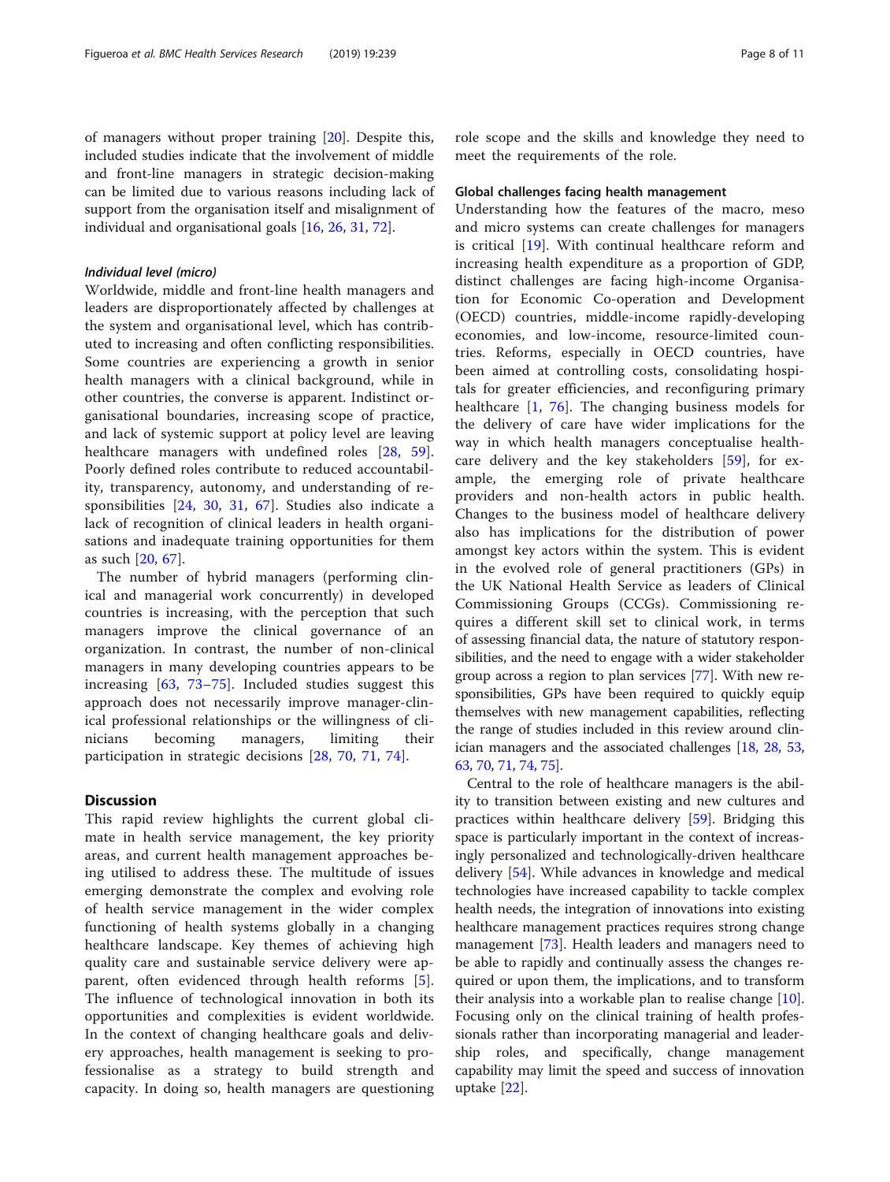of managers without proper training [20]. Despite this, included studies indicate that the involvement of middle and front-line managers in strategic decision-making can be limited due to various reasons including lack of support from the organisation itself and misalignment of individual and organisational goals [16, 26, 31, 72].

#### *Individual level (micro)*

Worldwide, middle and front-line health managers and leaders are disproportionately affected by challenges at the system and organisational level, which has contributed to increasing and often conflicting responsibilities. Some countries are experiencing a growth in senior health managers with a clinical background, while in other countries, the converse is apparent. Indistinct organisational boundaries, increasing scope of practice, and lack of systemic support at policy level are leaving healthcare managers with undefined roles [28, 59]. Poorly defined roles contribute to reduced accountability, transparency, autonomy, and understanding of responsibilities [24, 30, 31, 67]. Studies also indicate a lack of recognition of clinical leaders in health organisations and inadequate training opportunities for them as such [20, 67].

The number of hybrid managers (performing clinical and managerial work concurrently) in developed countries is increasing, with the perception that such managers improve the clinical governance of an organization. In contrast, the number of non-clinical managers in many developing countries appears to be increasing [63, 73–75]. Included studies suggest this approach does not necessarily improve manager-clinical professional relationships or the willingness of clinicians becoming managers, limiting their participation in strategic decisions [28, 70, 71, 74].

## Discussion

This rapid review highlights the current global climate in health service management, the key priority areas, and current health management approaches being utilised to address these. The multitude of issues emerging demonstrate the complex and evolving role of health service management in the wider complex functioning of health systems globally in a changing healthcare landscape. Key themes of achieving high quality care and sustainable service delivery were apparent, often evidenced through health reforms [5]. The influence of technological innovation in both its opportunities and complexities is evident worldwide. In the context of changing healthcare goals and delivery approaches, health management is seeking to professionalise as a strategy to build strength and capacity. In doing so, health managers are questioning role scope and the skills and knowledge they need to meet the requirements of the role.

### Global challenges facing health management

Understanding how the features of the macro, meso and micro systems can create challenges for managers is critical [19]. With continual healthcare reform and increasing health expenditure as a proportion of GDP, distinct challenges are facing high-income Organisation for Economic Co-operation and Development (OECD) countries, middle-income rapidly-developing economies, and low-income, resource-limited countries. Reforms, especially in OECD countries, have been aimed at controlling costs, consolidating hospitals for greater efficiencies, and reconfiguring primary healthcare [1, 76]. The changing business models for the delivery of care have wider implications for the way in which health managers conceptualise healthcare delivery and the key stakeholders [59], for example, the emerging role of private healthcare providers and non-health actors in public health. Changes to the business model of healthcare delivery also has implications for the distribution of power amongst key actors within the system. This is evident in the evolved role of general practitioners (GPs) in the UK National Health Service as leaders of Clinical Commissioning Groups (CCGs). Commissioning requires a different skill set to clinical work, in terms of assessing financial data, the nature of statutory responsibilities, and the need to engage with a wider stakeholder group across a region to plan services [77]. With new responsibilities, GPs have been required to quickly equip themselves with new management capabilities, reflecting the range of studies included in this review around clinician managers and the associated challenges [18, 28, 53, 63, 70, 71, 74, 75].

Central to the role of healthcare managers is the ability to transition between existing and new cultures and practices within healthcare delivery [59]. Bridging this space is particularly important in the context of increasingly personalized and technologically-driven healthcare delivery [54]. While advances in knowledge and medical technologies have increased capability to tackle complex health needs, the integration of innovations into existing healthcare management practices requires strong change management [73]. Health leaders and managers need to be able to rapidly and continually assess the changes required or upon them, the implications, and to transform their analysis into a workable plan to realise change [10]. Focusing only on the clinical training of health professionals rather than incorporating managerial and leadership roles, and specifically, change management capability may limit the speed and success of innovation uptake [22].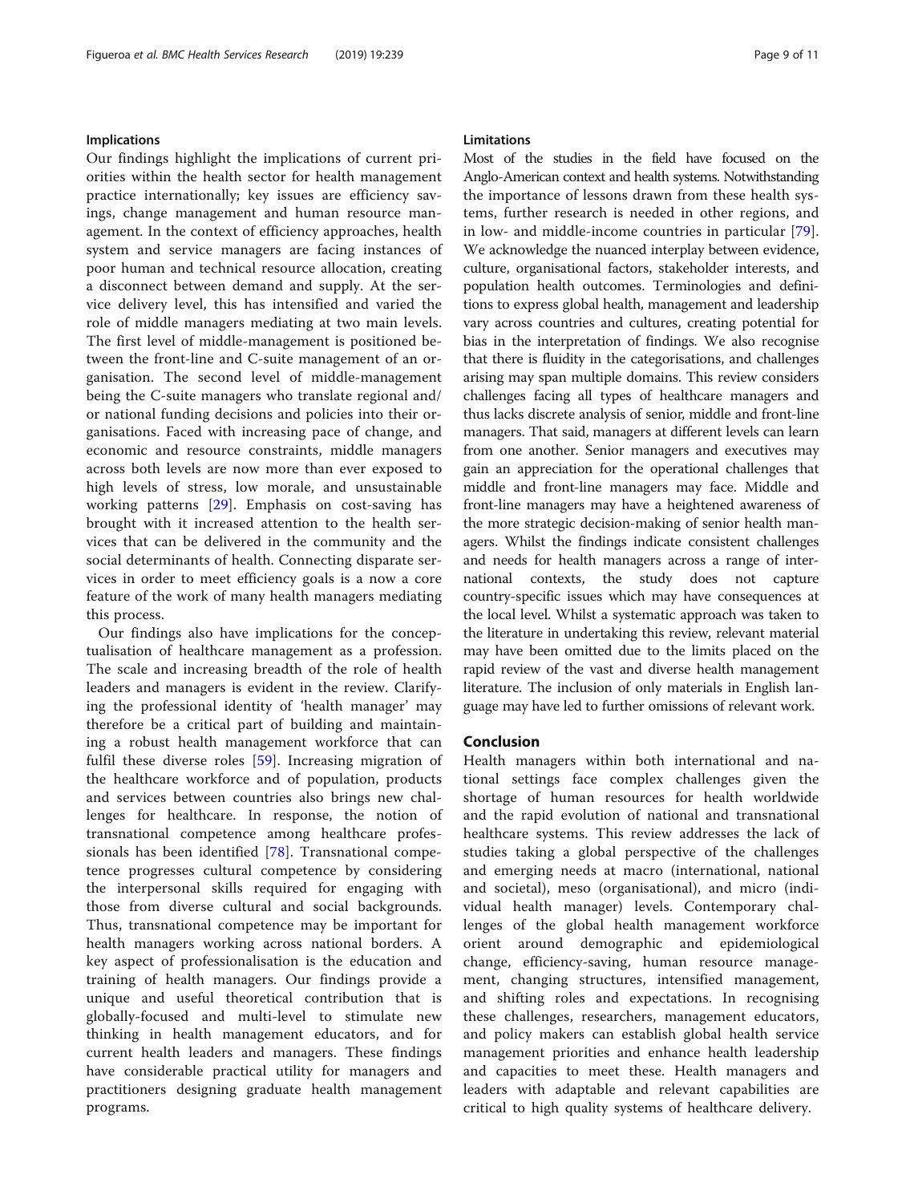## Implications

Our findings highlight the implications of current priorities within the health sector for health management practice internationally; key issues are efficiency savings, change management and human resource management. In the context of efficiency approaches, health system and service managers are facing instances of poor human and technical resource allocation, creating a disconnect between demand and supply. At the service delivery level, this has intensified and varied the role of middle managers mediating at two main levels. The first level of middle-management is positioned between the front-line and C-suite management of an organisation. The second level of middle-management being the C-suite managers who translate regional and/or national funding decisions and policies into their organisations. Faced with increasing pace of change, and economic and resource constraints, middle managers across both levels are now more than ever exposed to high levels of stress, low morale, and unsustainable working patterns [29]. Emphasis on cost-saving has brought with it increased attention to the health services that can be delivered in the community and the social determinants of health. Connecting disparate services in order to meet efficiency goals is a now a core feature of the work of many health managers mediating this process.

Our findings also have implications for the conceptualisation of healthcare management as a profession. The scale and increasing breadth of the role of health leaders and managers is evident in the review. Clarifying the professional identity of 'health manager' may therefore be a critical part of building and maintaining a robust health management workforce that can fulfil these diverse roles [59]. Increasing migration of the healthcare workforce and of population, products and services between countries also brings new challenges for healthcare. In response, the notion of transnational competence among healthcare professionals has been identified [78]. Transnational competence progresses cultural competence by considering the interpersonal skills required for engaging with those from diverse cultural and social backgrounds. Thus, transnational competence may be important for health managers working across national borders. A key aspect of professionalisation is the education and training of health managers. Our findings provide a unique and useful theoretical contribution that is globally-focused and multi-level to stimulate new thinking in health management educators, and for current health leaders and managers. These findings have considerable practical utility for managers and practitioners designing graduate health management programs.

## Limitations

Most of the studies in the field have focused on the Anglo-American context and health systems. Notwithstanding the importance of lessons drawn from these health systems, further research is needed in other regions, and in low- and middle-income countries in particular [79]. We acknowledge the nuanced interplay between evidence, culture, organisational factors, stakeholder interests, and population health outcomes. Terminologies and definitions to express global health, management and leadership vary across countries and cultures, creating potential for bias in the interpretation of findings. We also recognise that there is fluidity in the categorisations, and challenges arising may span multiple domains. This review considers challenges facing all types of healthcare managers and thus lacks discrete analysis of senior, middle and front-line managers. That said, managers at different levels can learn from one another. Senior managers and executives may gain an appreciation for the operational challenges that middle and front-line managers may face. Middle and front-line managers may have a heightened awareness of the more strategic decision-making of senior health managers. Whilst the findings indicate consistent challenges and needs for health managers across a range of international contexts, the study does not capture country-specific issues which may have consequences at the local level. Whilst a systematic approach was taken to the literature in undertaking this review, relevant material may have been omitted due to the limits placed on the rapid review of the vast and diverse health management literature. The inclusion of only materials in English language may have led to further omissions of relevant work.

## Conclusion

Health managers within both international and national settings face complex challenges given the shortage of human resources for health worldwide and the rapid evolution of national and transnational healthcare systems. This review addresses the lack of studies taking a global perspective of the challenges and emerging needs at macro (international, national and societal), meso (organisational), and micro (individual health manager) levels. Contemporary challenges of the global health management workforce orient around demographic and epidemiological change, efficiency-saving, human resource management, changing structures, intensified management, and shifting roles and expectations. In recognising these challenges, researchers, management educators, and policy makers can establish global health service management priorities and enhance health leadership and capacities to meet these. Health managers and leaders with adaptable and relevant capabilities are critical to high quality systems of healthcare delivery.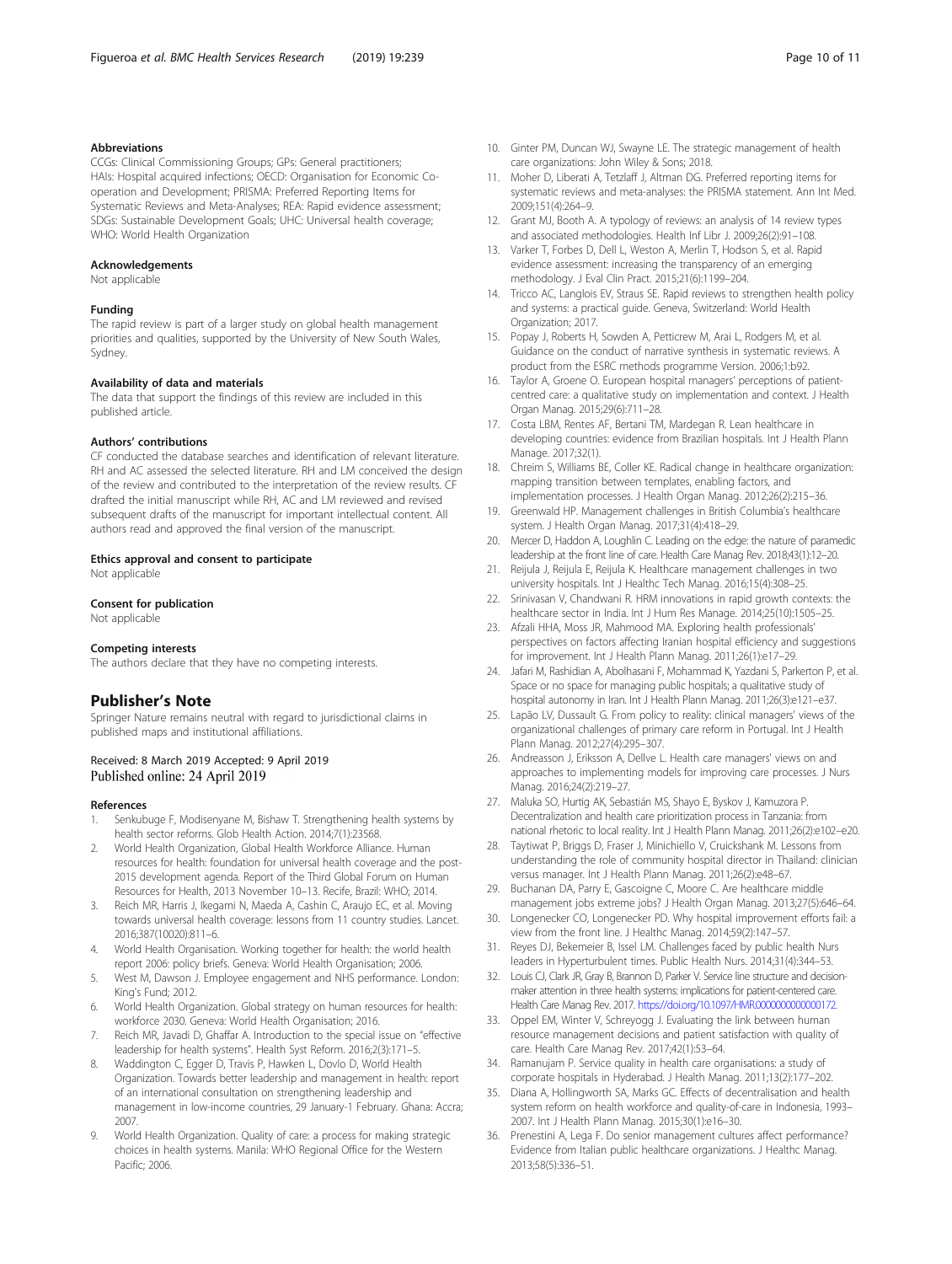### Abbreviations

CCGs: Clinical Commissioning Groups; GPs: General practitioners; HAIs: Hospital acquired infections; OECD: Organisation for Economic Co-operation and Development; PRISMA: Preferred Reporting Items for Systematic Reviews and Meta-Analyses; REA: Rapid evidence assessment; SDGs: Sustainable Development Goals; UHC: Universal health coverage; WHO: World Health Organization

### Acknowledgements

Not applicable

### Funding

The rapid review is part of a larger study on global health management priorities and qualities, supported by the University of New South Wales, Sydney.

### Availability of data and materials

The data that support the findings of this review are included in this published article.

### Authors' contributions

CF conducted the database searches and identification of relevant literature. RH and AC assessed the selected literature. RH and LM conceived the design of the review and contributed to the interpretation of the review results. CF drafted the initial manuscript while RH, AC and LM reviewed and revised subsequent drafts of the manuscript for important intellectual content. All authors read and approved the final version of the manuscript.

### Ethics approval and consent to participate

Not applicable

### Consent for publication

Not applicable

### Competing interests

The authors declare that they have no competing interests.

## Publisher's Note

Springer Nature remains neutral with regard to jurisdictional claims in published maps and institutional affiliations.

Received: 8 March 2019 Accepted: 9 April 2019
Published online: 24 April 2019

### References

1. Senkubuge F, Modisenyane M, Bishaw T. Strengthening health systems by health sector reforms. Glob Health Action. 2014;7(1):23568.
2. World Health Organization, Global Health Workforce Alliance. Human resources for health: foundation for universal health coverage and the post-2015 development agenda. Report of the Third Global Forum on Human Resources for Health, 2013 November 10–13. Recife, Brazil: WHO; 2014.
3. Reich MR, Harris J, Ikegami N, Maeda A, Cashin C, Araujo EC, et al. Moving towards universal health coverage: lessons from 11 country studies. Lancet. 2016;387(10020):811–6.
4. World Health Organisation. Working together for health: the world health report 2006: policy briefs. Geneva: World Health Organisation; 2006.
5. West M, Dawson J. Employee engagement and NHS performance. London: King's Fund; 2012.
6. World Health Organization. Global strategy on human resources for health: workforce 2030. Geneva: World Health Organisation; 2016.
7. Reich MR, Javadi D, Ghaffar A. Introduction to the special issue on "effective leadership for health systems". Health Syst Reform. 2016;2(3):171–5.
8. Waddington C, Egger D, Travis P, Hawken L, Dovlo D, World Health Organization. Towards better leadership and management in health: report of an international consultation on strengthening leadership and management in low-income countries, 29 January-1 February. Ghana: Accra; 2007.
9. World Health Organization. Quality of care: a process for making strategic choices in health systems. Manila: WHO Regional Office for the Western Pacific; 2006.
10. Ginter PM, Duncan WJ, Swayne LE. The strategic management of health care organizations: John Wiley & Sons; 2018.
11. Moher D, Liberati A, Tetzlaff J, Altman DG. Preferred reporting items for systematic reviews and meta-analyses: the PRISMA statement. Ann Int Med. 2009;151(4):264–9.
12. Grant MJ, Booth A. A typology of reviews: an analysis of 14 review types and associated methodologies. Health Inf Libr J. 2009;26(2):91–108.
13. Varker T, Forbes D, Dell L, Weston A, Merlin T, Hodson S, et al. Rapid evidence assessment: increasing the transparency of an emerging methodology. J Eval Clin Pract. 2015;21(6):1199–204.
14. Tricco AC, Langlois EV, Straus SE. Rapid reviews to strengthen health policy and systems: a practical guide. Geneva, Switzerland: World Health Organization; 2017.
15. Popay J, Roberts H, Sowden A, Petticrew M, Arai L, Rodgers M, et al. Guidance on the conduct of narrative synthesis in systematic reviews. A product from the ESRC methods programme Version. 2006;1:b92.
16. Taylor A, Groene O. European hospital managers' perceptions of patient-centred care: a qualitative study on implementation and context. J Health Organ Manag. 2015;29(6):711–28.
17. Costa LBM, Rentes AF, Bertani TM, Mardegan R. Lean healthcare in developing countries: evidence from Brazilian hospitals. Int J Health Plann Manage. 2017;32(1).
18. Chreim S, Williams BE, Coller KE. Radical change in healthcare organization: mapping transition between templates, enabling factors, and implementation processes. J Health Organ Manag. 2012;26(2):215–36.
19. Greenwald HP. Management challenges in British Columbia's healthcare system. J Health Organ Manag. 2017;31(4):418–29.
20. Mercer D, Haddon A, Loughlin C. Leading on the edge: the nature of paramedic leadership at the front line of care. Health Care Manag Rev. 2018;43(1):12–20.
21. Reijula J, Reijula E, Reijula K. Healthcare management challenges in two university hospitals. Int J Healthc Tech Manag. 2016;15(4):308–25.
22. Srinivasan V, Chandwani R. HRM innovations in rapid growth contexts: the healthcare sector in India. Int J Hum Res Manage. 2014;25(10):1505–25.
23. Afzali HHA, Moss JR, Mahmood MA. Exploring health professionals' perspectives on factors affecting Iranian hospital efficiency and suggestions for improvement. Int J Health Plann Manag. 2011;26(1):e17–29.
24. Jafari M, Rashidian A, Abolhasani F, Mohammad K, Yazdani S, Parkerton P, et al. Space or no space for managing public hospitals; a qualitative study of hospital autonomy in Iran. Int J Health Plann Manag. 2011;26(3):e121–e37.
25. Lapão LV, Dussault G. From policy to reality: clinical managers' views of the organizational challenges of primary care reform in Portugal. Int J Health Plann Manag. 2012;27(4):295–307.
26. Andreasson J, Eriksson A, Dellve L. Health care managers' views on and approaches to implementing models for improving care processes. J Nurs Manag. 2016;24(2):219–27.
27. Maluka SO, Hurtig AK, Sebastián MS, Shayo E, Byskov J, Kamuzora P. Decentralization and health care prioritization process in Tanzania: from national rhetoric to local reality. Int J Health Plann Manag. 2011;26(2):e102–e20.
28. Taytiwat P, Briggs D, Fraser J, Minichiello V, Cruickshank M. Lessons from understanding the role of community hospital director in Thailand: clinician versus manager. Int J Health Plann Manag. 2011;26(2):e48–67.
29. Buchanan DA, Parry E, Gascoigne C, Moore C. Are healthcare middle management jobs extreme jobs? J Health Organ Manag. 2013;27(5):646–64.
30. Longenecker CO, Longenecker PD. Why hospital improvement efforts fail: a view from the front line. J Healthc Manag. 2014;59(2):147–57.
31. Reyes DJ, Bekemeier B, Issel LM. Challenges faced by public health Nurs leaders in Hyperturbulent times. Public Health Nurs. 2014;31(4):344–53.
32. Louis CJ, Clark JR, Gray B, Brannon D, Parker V. Service line structure and decision-maker attention in three health systems: implications for patient-centered care. Health Care Manag Rev. 2017. https://doi.org/10.1097/HMR.0000000000000172.
33. Oppel EM, Winter V, Schreyogg J. Evaluating the link between human resource management decisions and patient satisfaction with quality of care. Health Care Manag Rev. 2017;42(1):53–64.
34. Ramanujam P. Service quality in health care organisations: a study of corporate hospitals in Hyderabad. J Health Manag. 2011;13(2):177–202.
35. Diana A, Hollingworth SA, Marks GC. Effects of decentralisation and health system reform on health workforce and quality-of-care in Indonesia, 1993–2007. Int J Health Plann Manag. 2015;30(1):e16–30.
36. Prenestini A, Lega F. Do senior management cultures affect performance? Evidence from Italian public healthcare organizations. J Healthc Manag. 2013;58(5):336–51.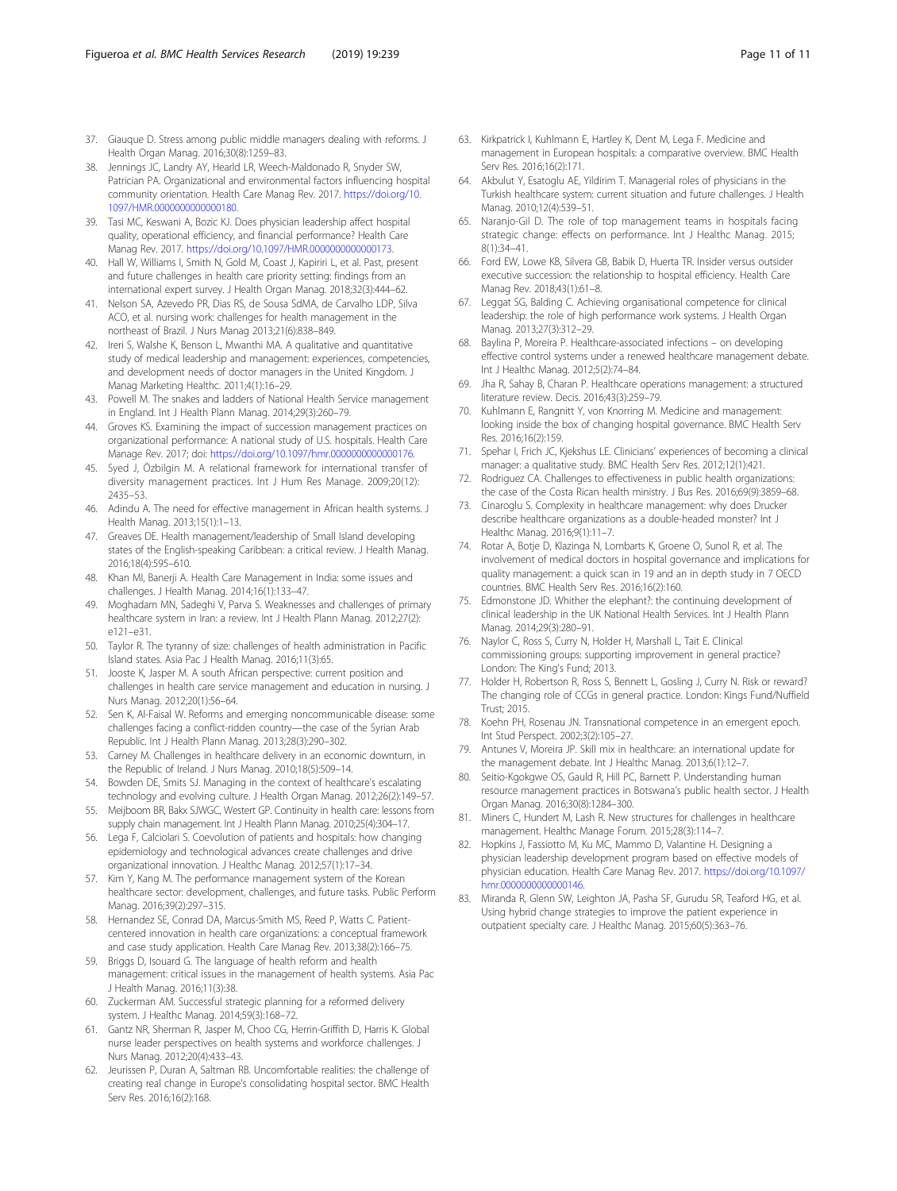37. Giauque D. Stress among public middle managers dealing with reforms. J Health Organ Manag. 2016;30(8):1259–83.
38. Jennings JC, Landry AY, Hearld LR, Weech-Maldonado R, Snyder SW, Patrician PA. Organizational and environmental factors influencing hospital community orientation. Health Care Manag Rev. 2017. https://doi.org/10.1097/HMR.0000000000000180.
39. Tasi MC, Keswani A, Bozic KJ. Does physician leadership affect hospital quality, operational efficiency, and financial performance? Health Care Manag Rev. 2017. https://doi.org/10.1097/HMR.0000000000000173.
40. Hall W, Williams I, Smith N, Gold M, Coast J, Kapiriri L, et al. Past, present and future challenges in health care priority setting: findings from an international expert survey. J Health Organ Manag. 2018;32(3):444–62.
41. Nelson SA, Azevedo PR, Dias RS, de Sousa SdMA, de Carvalho LDP, Silva ACO, et al. nursing work: challenges for health management in the northeast of Brazil. J Nurs Manag 2013;21(6):838–849.
42. Ireri S, Walshe K, Benson L, Mwanthi MA. A qualitative and quantitative study of medical leadership and management: experiences, competencies, and development needs of doctor managers in the United Kingdom. J Manag Marketing Healthc. 2011;4(1):16–29.
43. Powell M. The snakes and ladders of National Health Service management in England. Int J Health Plann Manag. 2014;29(3):260–79.
44. Groves KS. Examining the impact of succession management practices on organizational performance: A national study of U.S. hospitals. Health Care Manage Rev. 2017; doi: https://doi.org/10.1097/hmr.0000000000000176.
45. Syed J, Özbilgin M. A relational framework for international transfer of diversity management practices. Int J Hum Res Manage. 2009;20(12): 2435–53.
46. Adindu A. The need for effective management in African health systems. J Health Manag. 2013;15(1):1–13.
47. Greaves DE. Health management/leadership of Small Island developing states of the English-speaking Caribbean: a critical review. J Health Manag. 2016;18(4):595–610.
48. Khan MI, Banerji A. Health Care Management in India: some issues and challenges. J Health Manag. 2014;16(1):133–47.
49. Moghadam MN, Sadeghi V, Parva S. Weaknesses and challenges of primary healthcare system in Iran: a review. Int J Health Plann Manag. 2012;27(2): e121–e31.
50. Taylor R. The tyranny of size: challenges of health administration in Pacific Island states. Asia Pac J Health Manag. 2016;11(3):65.
51. Jooste K, Jasper M. A south African perspective: current position and challenges in health care service management and education in nursing. J Nurs Manag. 2012;20(1):56–64.
52. Sen K, Al-Faisal W. Reforms and emerging noncommunicable disease: some challenges facing a conflict-ridden country—the case of the Syrian Arab Republic. Int J Health Plann Manag. 2013;28(3):290–302.
53. Carney M. Challenges in healthcare delivery in an economic downturn, in the Republic of Ireland. J Nurs Manag. 2010;18(5):509–14.
54. Bowden DE, Smits SJ. Managing in the context of healthcare's escalating technology and evolving culture. J Health Organ Manag. 2012;26(2):149–57.
55. Meijboom BR, Bakx SJWGC, Westert GP. Continuity in health care: lessons from supply chain management. Int J Health Plann Manag. 2010;25(4):304–17.
56. Lega F, Calciolari S. Coevolution of patients and hospitals: how changing epidemiology and technological advances create challenges and drive organizational innovation. J Healthc Manag. 2012;57(1):17–34.
57. Kim Y, Kang M. The performance management system of the Korean healthcare sector: development, challenges, and future tasks. Public Perform Manag. 2016;39(2):297–315.
58. Hernandez SE, Conrad DA, Marcus-Smith MS, Reed P, Watts C. Patient-centered innovation in health care organizations: a conceptual framework and case study application. Health Care Manag Rev. 2013;38(2):166–75.
59. Briggs D, Isouard G. The language of health reform and health management: critical issues in the management of health systems. Asia Pac J Health Manag. 2016;11(3):38.
60. Zuckerman AM. Successful strategic planning for a reformed delivery system. J Healthc Manag. 2014;59(3):168–72.
61. Gantz NR, Sherman R, Jasper M, Choo CG, Herrin-Griffith D, Harris K. Global nurse leader perspectives on health systems and workforce challenges. J Nurs Manag. 2012;20(4):433–43.
62. Jeurissen P, Duran A, Saltman RB. Uncomfortable realities: the challenge of creating real change in Europe's consolidating hospital sector. BMC Health Serv Res. 2016;16(2):168.
63. Kirkpatrick I, Kuhlmann E, Hartley K, Dent M, Lega F. Medicine and management in European hospitals: a comparative overview. BMC Health Serv Res. 2016;16(2):171.
64. Akbulut Y, Esatoglu AE, Yildirim T. Managerial roles of physicians in the Turkish healthcare system: current situation and future challenges. J Health Manag. 2010;12(4):539–51.
65. Naranjo-Gil D. The role of top management teams in hospitals facing strategic change: effects on performance. Int J Healthc Manag. 2015; 8(1):34–41.
66. Ford EW, Lowe KB, Silvera GB, Babik D, Huerta TR. Insider versus outsider executive succession: the relationship to hospital efficiency. Health Care Manag Rev. 2018;43(1):61–8.
67. Leggat SG, Balding C. Achieving organisational competence for clinical leadership: the role of high performance work systems. J Health Organ Manag. 2013;27(3):312–29.
68. Baylina P, Moreira P. Healthcare-associated infections – on developing effective control systems under a renewed healthcare management debate. Int J Healthc Manag. 2012;5(2):74–84.
69. Jha R, Sahay B, Charan P. Healthcare operations management: a structured literature review. Decis. 2016;43(3):259–79.
70. Kuhlmann E, Rangnitt Y, von Knorring M. Medicine and management: looking inside the box of changing hospital governance. BMC Health Serv Res. 2016;16(2):159.
71. Spehar I, Frich JC, Kjekshus LE. Clinicians' experiences of becoming a clinical manager: a qualitative study. BMC Health Serv Res. 2012;12(1):421.
72. Rodriguez CA. Challenges to effectiveness in public health organizations: the case of the Costa Rican health ministry. J Bus Res. 2016;69(9):3859–68.
73. Cinaroglu S. Complexity in healthcare management: why does Drucker describe healthcare organizations as a double-headed monster? Int J Healthc Manag. 2016;9(1):11–7.
74. Rotar A, Botje D, Klazinga N, Lombarts K, Groene O, Sunol R, et al. The involvement of medical doctors in hospital governance and implications for quality management: a quick scan in 19 and an in depth study in 7 OECD countries. BMC Health Serv Res. 2016;16(2):160.
75. Edmonstone JD. Whither the elephant?: the continuing development of clinical leadership in the UK National Health Services. Int J Health Plann Manag. 2014;29(3):280–91.
76. Naylor C, Ross S, Curry N, Holder H, Marshall L, Tait E. Clinical commissioning groups: supporting improvement in general practice? London: The King's Fund; 2013.
77. Holder H, Robertson R, Ross S, Bennett L, Gosling J, Curry N. Risk or reward? The changing role of CCGs in general practice. London: Kings Fund/Nuffield Trust; 2015.
78. Koehn PH, Rosenau JN. Transnational competence in an emergent epoch. Int Stud Perspect. 2002;3(2):105–27.
79. Antunes V, Moreira JP. Skill mix in healthcare: an international update for the management debate. Int J Healthc Manag. 2013;6(1):12–7.
80. Seitio-Kgokgwe OS, Gauld R, Hill PC, Barnett P. Understanding human resource management practices in Botswana's public health sector. J Health Organ Manag. 2016;30(8):1284–300.
81. Miners C, Hundert M, Lash R. New structures for challenges in healthcare management. Healthc Manage Forum. 2015;28(3):114–7.
82. Hopkins J, Fassiotto M, Ku MC, Mammo D, Valantine H. Designing a physician leadership development program based on effective models of physician education. Health Care Manag Rev. 2017. https://doi.org/10.1097/hmr.0000000000000146.
83. Miranda R, Glenn SW, Leighton JA, Pasha SF, Gurudu SR, Teaford HG, et al. Using hybrid change strategies to improve the patient experience in outpatient specialty care. J Healthc Manag. 2015;60(5):363–76.